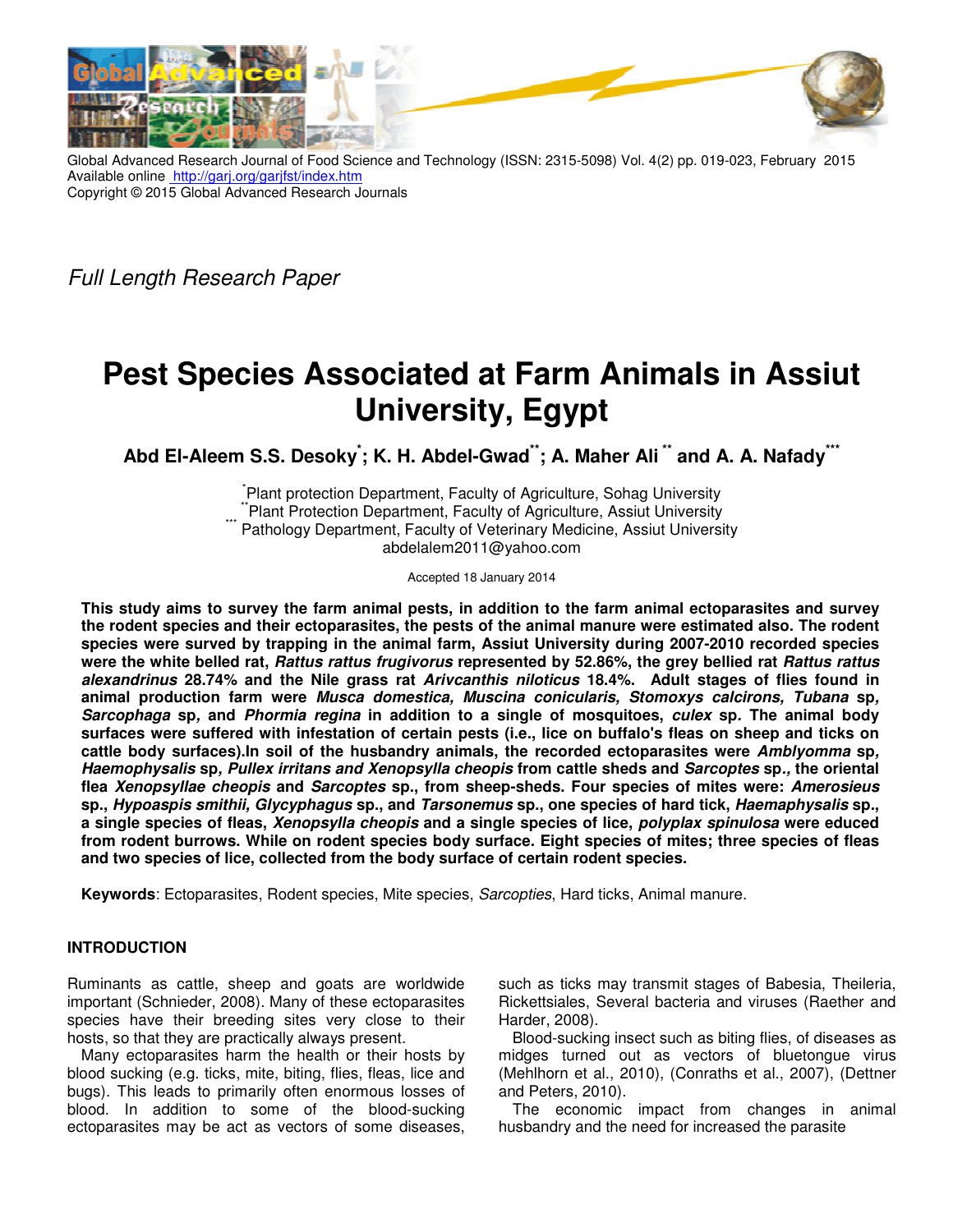Global Advanced Research Journal of Food Science and Technology (ISSN: 2315-5098) Vol. 4(2) pp. 019-023, February 2015
Available online http://garj.org/garjfst/index.htm
Copyright © 2015 Global Advanced Research Journals

*Full Length Research Paper*

# Pest Species Associated at Farm Animals in Assiut University, Egypt

**Abd El-Aleem S.S. Desoky[\*]; K. H. Abdel-Gwad[\*\*]; A. Maher Ali[\*\*] and A. A. Nafady[\*\*\*]**

[\*]Plant protection Department, Faculty of Agriculture, Sohag University
[\*\*]Plant Protection Department, Faculty of Agriculture, Assiut University
[\*\*\*]Pathology Department, Faculty of Veterinary Medicine, Assiut University
abdelalem2011@yahoo.com

Accepted 18 January 2014

**This study aims to survey the farm animal pests, in addition to the farm animal ectoparasites and survey the rodent species and their ectoparasites, the pests of the animal manure were estimated also. The rodent species were surved by trapping in the animal farm, Assiut University during 2007-2010 recorded species were the white belled rat, *Rattus rattus frugivorus* represented by 52.86%, the grey bellied rat *Rattus rattus alexandrinus* 28.74% and the Nile grass rat *Arivcanthis niloticus* 18.4%. Adult stages of flies found in animal production farm were *Musca domestica, Muscina conicularis, Stomoxys calcirons, Tubana* sp*, Sarcophaga* sp*,* and *Phormia regina* in addition to a single of mosquitoes, *culex* sp. The animal body surfaces were suffered with infestation of certain pests (i.e., lice on buffalo's fleas on sheep and ticks on cattle body surfaces).In soil of the husbandry animals, the recorded ectoparasites were *Amblyomma* sp*, Haemophysalis* sp*, Pullex irritans and Xenopsylla cheopis* from cattle sheds and *Sarcoptes* sp*.,* the oriental flea *Xenopsyllae cheopis* and *Sarcoptes* sp., from sheep-sheds. Four species of mites were: *Amerosieus* sp., *Hypoaspis smithii, Glycyphagus* sp., and *Tarsonemus* sp., one species of hard tick, *Haemaphysalis* sp., a single species of fleas, *Xenopsylla cheopis* and a single species of lice, *polyplax spinulosa* were educed from rodent burrows. While on rodent species body surface. Eight species of mites; three species of fleas and two species of lice, collected from the body surface of certain rodent species.**

**Keywords**: Ectoparasites, Rodent species, Mite species, *Sarcopties*, Hard ticks, Animal manure.

## INTRODUCTION

Ruminants as cattle, sheep and goats are worldwide important (Schnieder, 2008). Many of these ectoparasites species have their breeding sites very close to their hosts, so that they are practically always present.

Many ectoparasites harm the health or their hosts by blood sucking (e.g. ticks, mite, biting, flies, fleas, lice and bugs). This leads to primarily often enormous losses of blood. In addition to some of the blood-sucking ectoparasites may be act as vectors of some diseases, such as ticks may transmit stages of Babesia, Theileria, Rickettsiales, Several bacteria and viruses (Raether and Harder, 2008).

Blood-sucking insect such as biting flies, of diseases as midges turned out as vectors of bluetongue virus (Mehlhorn et al., 2010), (Conraths et al., 2007), (Dettner and Peters, 2010).

The economic impact from changes in animal husbandry and the need for increased the parasite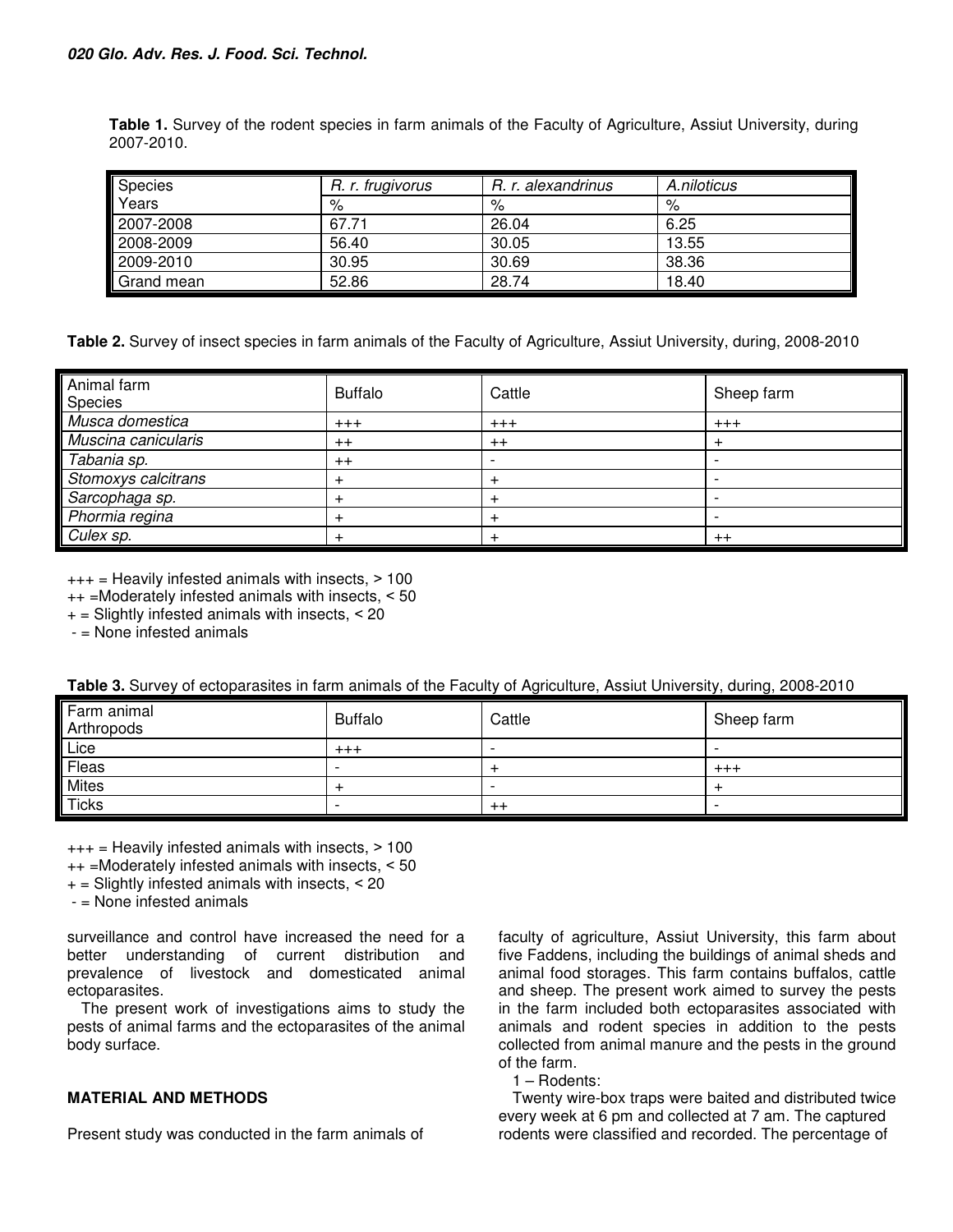**Table 1.** Survey of the rodent species in farm animals of the Faculty of Agriculture, Assiut University, during 2007-2010.

| Species<br>Years | *R. r. frugivorus*<br>% | *R. r. alexandrinus*<br>% | *A.niloticus*<br>% |
|---|---|---|---|
| 2007-2008 | 67.71 | 26.04 | 6.25 |
| 2008-2009 | 56.40 | 30.05 | 13.55 |
| 2009-2010 | 30.95 | 30.69 | 38.36 |
| Grand mean | 52.86 | 28.74 | 18.40 |

**Table 2.** Survey of insect species in farm animals of the Faculty of Agriculture, Assiut University, during, 2008-2010

| Animal farm<br>Species | Buffalo | Cattle | Sheep farm |
|---|---|---|---|
| *Musca domestica* | +++ | +++ | +++ |
| *Muscina canicularis* | ++ | ++ | + |
| *Tabania sp.* | ++ | - | - |
| *Stomoxys calcitrans* | + | + | - |
| *Sarcophaga sp.* | + | + | - |
| *Phormia regina* | + | + | - |
| *Culex sp.* | + | + | ++ |

+++ = Heavily infested animals with insects, > 100
++ =Moderately infested animals with insects, < 50
+ = Slightly infested animals with insects, < 20
- = None infested animals

**Table 3.** Survey of ectoparasites in farm animals of the Faculty of Agriculture, Assiut University, during, 2008-2010

| Farm animal<br>Arthropods | Buffalo | Cattle | Sheep farm |
|---|---|---|---|
| Lice | +++ | - | - |
| Fleas | - | + | +++ |
| Mites | + | - | + |
| Ticks | - | ++ | - |

+++ = Heavily infested animals with insects, > 100
++ =Moderately infested animals with insects, < 50
+ = Slightly infested animals with insects, < 20
- = None infested animals

surveillance and control have increased the need for a better understanding of current distribution and prevalence of livestock and domesticated animal ectoparasites.

The present work of investigations aims to study the pests of animal farms and the ectoparasites of the animal body surface.

## MATERIAL AND METHODS

Present study was conducted in the farm animals of faculty of agriculture, Assiut University, this farm about five Faddens, including the buildings of animal sheds and animal food storages. This farm contains buffalos, cattle and sheep. The present work aimed to survey the pests in the farm included both ectoparasites associated with animals and rodent species in addition to the pests collected from animal manure and the pests in the ground of the farm.

1 – Rodents:

Twenty wire-box traps were baited and distributed twice every week at 6 pm and collected at 7 am. The captured rodents were classified and recorded. The percentage of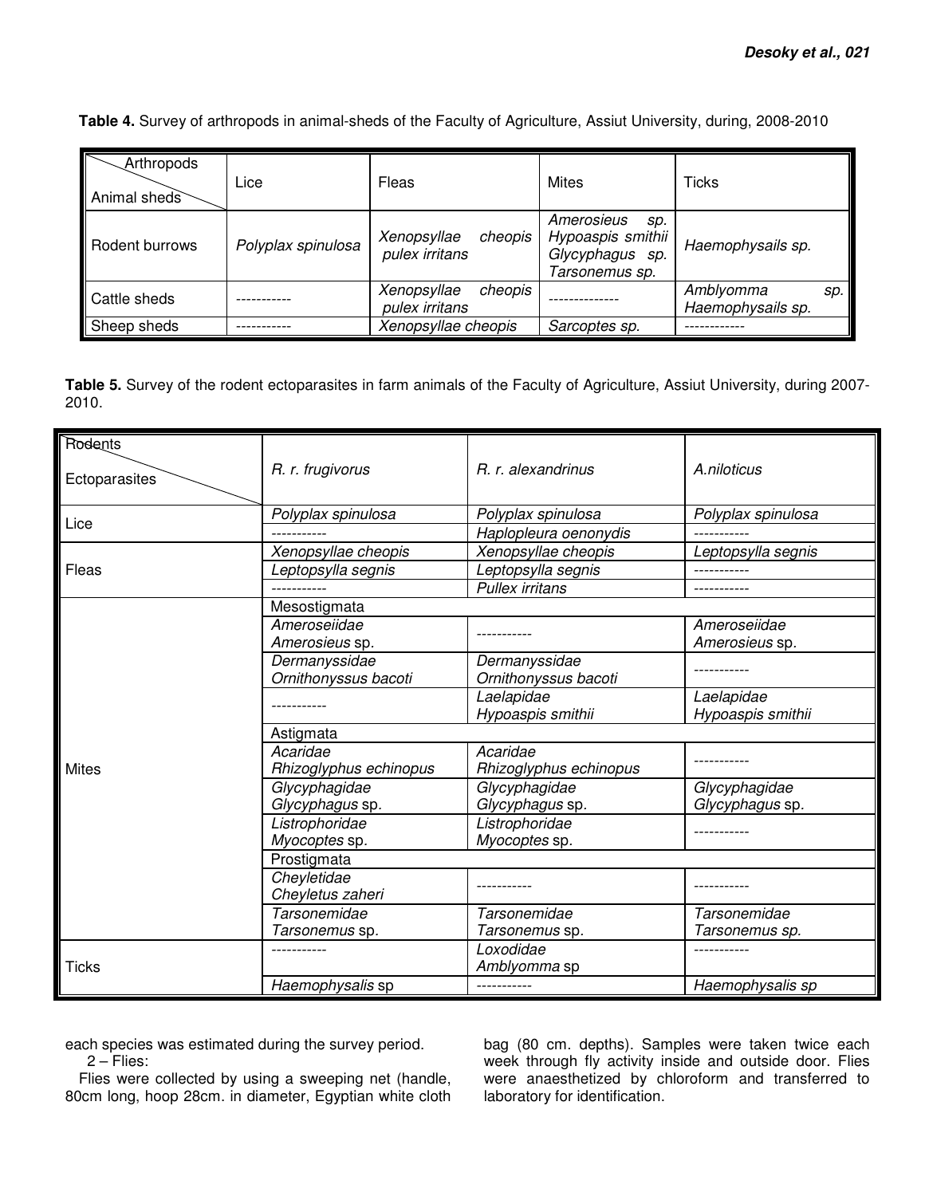**Table 4.** Survey of arthropods in animal-sheds of the Faculty of Agriculture, Assiut University, during, 2008-2010

| Arthropods / Animal sheds | Lice | Fleas | Mites | Ticks |
|---|---|---|---|---|
| Rodent burrows | *Polyplax spinulosa* | *Xenopsyllae cheopis* *pulex irritans* | *Amerosieus* sp. *Hypoaspis smithii* *Glycyphagus* sp. *Tarsonemus sp.* | *Haemophysails sp.* |
| Cattle sheds | ----------- | *Xenopsyllae cheopis* *pulex irritans* | -------------- | *Amblyomma* sp. *Haemophysails sp.* |
| Sheep sheds | ----------- | *Xenopsyllae cheopis* | *Sarcoptes sp.* | ------------ |

**Table 5.** Survey of the rodent ectoparasites in farm animals of the Faculty of Agriculture, Assiut University, during 2007-2010.

| Rodents / Ectoparasites | *R. r. frugivorus* | *R. r. alexandrinus* | *A.niloticus* |
|---|---|---|---|
| Lice | *Polyplax spinulosa* | *Polyplax spinulosa* | *Polyplax spinulosa* |
| | ----------- | *Haplopleura oenonydis* | ----------- |
| Fleas | *Xenopsyllae cheopis* | *Xenopsyllae cheopis* | *Leptopsylla segnis* |
| | *Leptopsylla segnis* | *Leptopsylla segnis* | ----------- |
| | ----------- | *Pullex irritans* | ----------- |
| Mites | Mesostigmata | | |
| | *Ameroseiidae* *Amerosieus* sp. | ----------- | *Ameroseiidae* *Amerosieus* sp. |
| | *Dermanyssidae* *Ornithonyssus bacoti* | *Dermanyssidae* *Ornithonyssus bacoti* | ----------- |
| | ----------- | *Laelapidae* *Hypoaspis smithii* | *Laelapidae* *Hypoaspis smithii* |
| | Astigmata | | |
| | *Acaridae* *Rhizoglyphus echinopus* | *Acaridae* *Rhizoglyphus echinopus* | ----------- |
| | *Glycyphagidae* *Glycyphagus* sp. | *Glycyphagidae* *Glycyphagus* sp. | *Glycyphagidae* *Glycyphagus* sp. |
| | *Listrophoridae* *Myocoptes* sp. | *Listrophoridae* *Myocoptes* sp. | ----------- |
| | Prostigmata | | |
| | *Cheyletidae* *Cheyletus zaheri* | ----------- | ----------- |
| | *Tarsonemidae* *Tarsonemus* sp. | *Tarsonemidae* *Tarsonemus* sp. | *Tarsonemidae* *Tarsonemus sp.* |
| Ticks | ----------- | *Loxodidae* *Amblyomma* sp | ----------- |
| | *Haemophysalis* sp | ----------- | *Haemophysalis* sp |

each species was estimated during the survey period.

2 – Flies:

Flies were collected by using a sweeping net (handle, 80cm long, hoop 28cm. in diameter, Egyptian white cloth bag (80 cm. depths). Samples were taken twice each week through fly activity inside and outside door. Flies were anaesthetized by chloroform and transferred to laboratory for identification.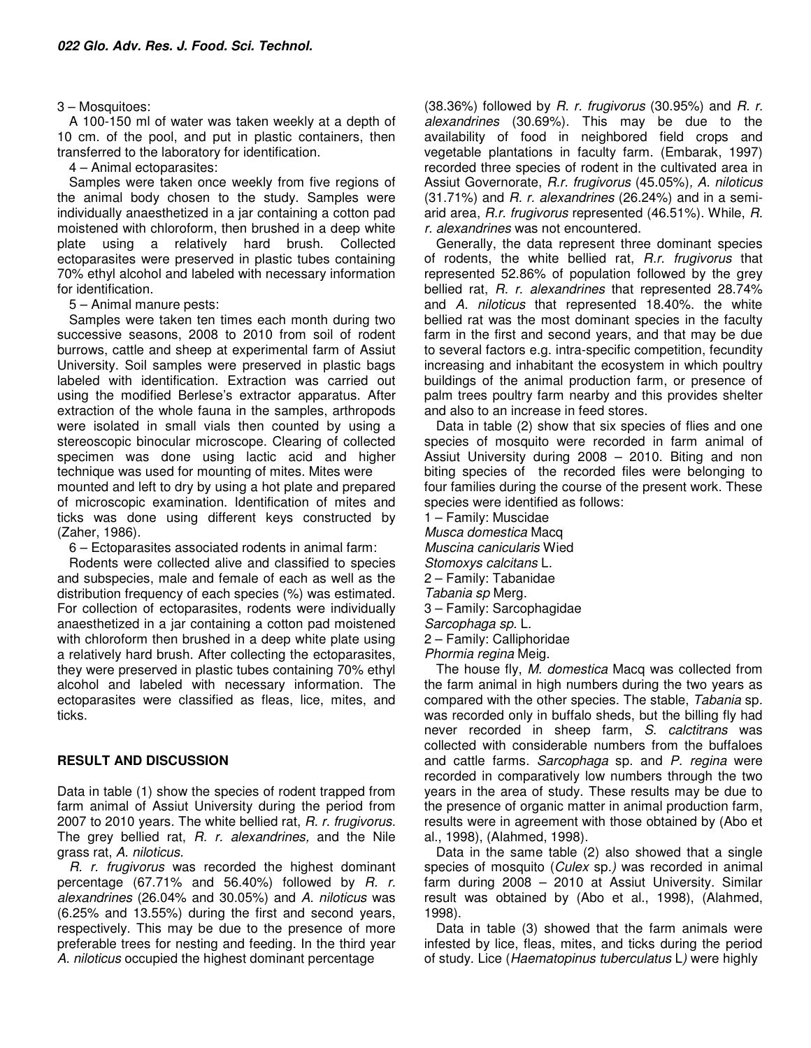3 – Mosquitoes:

A 100-150 ml of water was taken weekly at a depth of 10 cm. of the pool, and put in plastic containers, then transferred to the laboratory for identification.

4 – Animal ectoparasites:

Samples were taken once weekly from five regions of the animal body chosen to the study. Samples were individually anaesthetized in a jar containing a cotton pad moistened with chloroform, then brushed in a deep white plate using a relatively hard brush. Collected ectoparasites were preserved in plastic tubes containing 70% ethyl alcohol and labeled with necessary information for identification.

5 – Animal manure pests:

Samples were taken ten times each month during two successive seasons, 2008 to 2010 from soil of rodent burrows, cattle and sheep at experimental farm of Assiut University. Soil samples were preserved in plastic bags labeled with identification. Extraction was carried out using the modified Berlese's extractor apparatus. After extraction of the whole fauna in the samples, arthropods were isolated in small vials then counted by using a stereoscopic binocular microscope. Clearing of collected specimen was done using lactic acid and higher technique was used for mounting of mites. Mites were mounted and left to dry by using a hot plate and prepared of microscopic examination. Identification of mites and ticks was done using different keys constructed by (Zaher, 1986).

6 – Ectoparasites associated rodents in animal farm:

Rodents were collected alive and classified to species and subspecies, male and female of each as well as the distribution frequency of each species (%) was estimated. For collection of ectoparasites, rodents were individually anaesthetized in a jar containing a cotton pad moistened with chloroform then brushed in a deep white plate using a relatively hard brush. After collecting the ectoparasites, they were preserved in plastic tubes containing 70% ethyl alcohol and labeled with necessary information. The ectoparasites were classified as fleas, lice, mites, and ticks.

## RESULT AND DISCUSSION

Data in table (1) show the species of rodent trapped from farm animal of Assiut University during the period from 2007 to 2010 years. The white bellied rat, *R. r. frugivorus.* The grey bellied rat, *R. r. alexandrines,* and the Nile grass rat, *A. niloticus.*

*R. r. frugivorus* was recorded the highest dominant percentage (67.71% and 56.40%) followed by *R. r. alexandrines* (26.04% and 30.05%) and *A. niloticus* was (6.25% and 13.55%) during the first and second years, respectively. This may be due to the presence of more preferable trees for nesting and feeding. In the third year *A. niloticus* occupied the highest dominant percentage (38.36%) followed by *R. r. frugivorus* (30.95%) and *R. r. alexandrines* (30.69%). This may be due to the availability of food in neighbored field crops and vegetable plantations in faculty farm. (Embarak, 1997) recorded three species of rodent in the cultivated area in Assiut Governorate, *R.r. frugivorus* (45.05%), *A. niloticus* (31.71%) and *R. r. alexandrines* (26.24%) and in a semi-arid area, *R.r. frugivorus* represented (46.51%). While, *R. r. alexandrines* was not encountered.

Generally, the data represent three dominant species of rodents, the white bellied rat, *R.r. frugivorus* that represented 52.86% of population followed by the grey bellied rat, *R. r. alexandrines* that represented 28.74% and *A. niloticus* that represented 18.40%. the white bellied rat was the most dominant species in the faculty farm in the first and second years, and that may be due to several factors e.g. intra-specific competition, fecundity increasing and inhabitant the ecosystem in which poultry buildings of the animal production farm, or presence of palm trees poultry farm nearby and this provides shelter and also to an increase in feed stores.

Data in table (2) show that six species of flies and one species of mosquito were recorded in farm animal of Assiut University during 2008 – 2010. Biting and non biting species of the recorded files were belonging to four families during the course of the present work. These species were identified as follows:

1 – Family: Muscidae
*Musca domestica* Macq
*Muscina canicularis* Wied
*Stomoxys calcitans* L.
2 – Family: Tabanidae
*Tabania sp* Merg.
3 – Family: Sarcophagidae
*Sarcophaga sp.* L.
2 – Family: Calliphoridae
*Phormia regina* Meig.

The house fly, *M. domestica* Macq was collected from the farm animal in high numbers during the two years as compared with the other species. The stable, *Tabania* sp. was recorded only in buffalo sheds, but the billing fly had never recorded in sheep farm, *S. calctitrans* was collected with considerable numbers from the buffaloes and cattle farms. *Sarcophaga* sp. and *P. regina* were recorded in comparatively low numbers through the two years in the area of study. These results may be due to the presence of organic matter in animal production farm, results were in agreement with those obtained by (Abo et al., 1998), (Alahmed, 1998).

Data in the same table (2) also showed that a single species of mosquito (*Culex* sp.*)* was recorded in animal farm during 2008 – 2010 at Assiut University. Similar result was obtained by (Abo et al., 1998), (Alahmed, 1998).

Data in table (3) showed that the farm animals were infested by lice, fleas, mites, and ticks during the period of study. Lice (*Haematopinus tuberculatus* L*)* were highly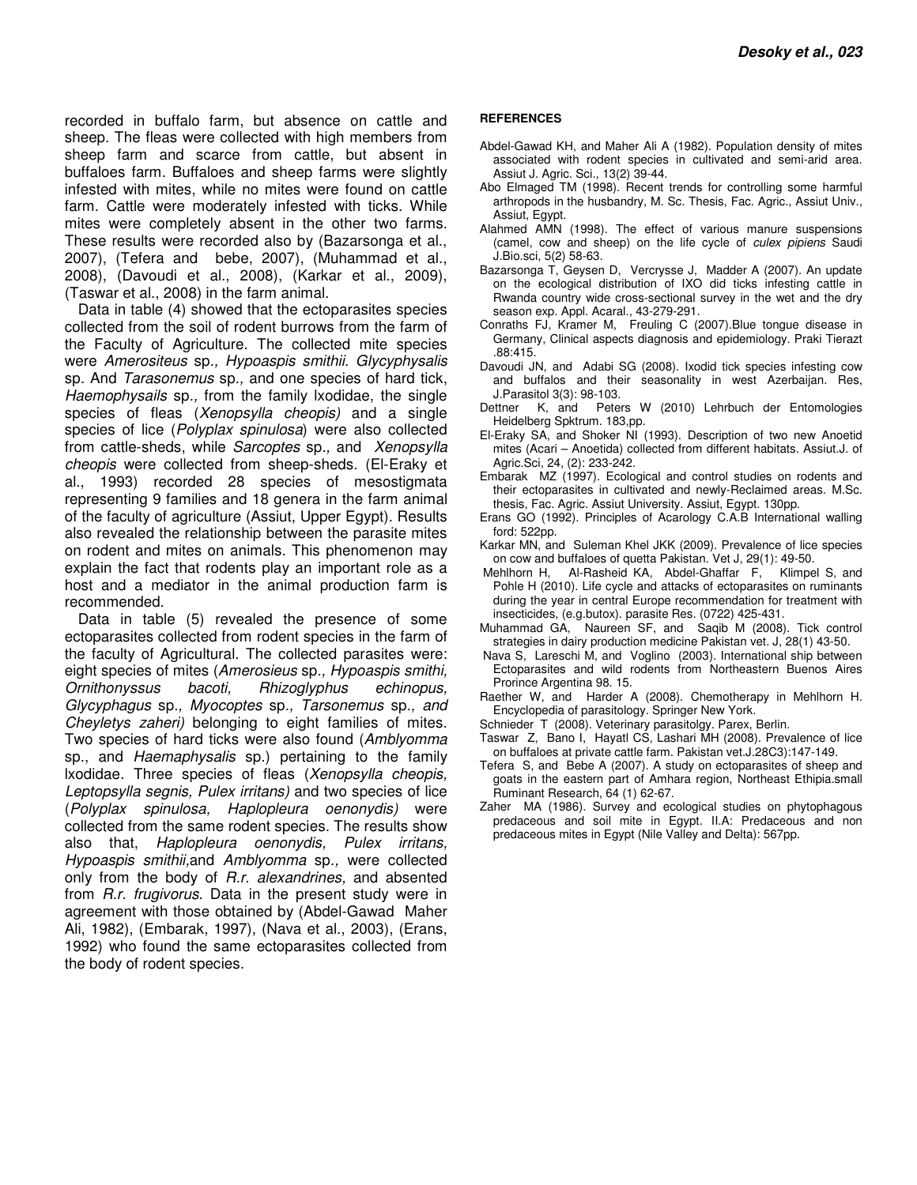recorded in buffalo farm, but absence on cattle and sheep. The fleas were collected with high members from sheep farm and scarce from cattle, but absent in buffaloes farm. Buffaloes and sheep farms were slightly infested with mites, while no mites were found on cattle farm. Cattle were moderately infested with ticks. While mites were completely absent in the other two farms. These results were recorded also by (Bazarsonga et al., 2007), (Tefera and bebe, 2007), (Muhammad et al., 2008), (Davoudi et al., 2008), (Karkar et al., 2009), (Taswar et al., 2008) in the farm animal.

Data in table (4) showed that the ectoparasites species collected from the soil of rodent burrows from the farm of the Faculty of Agriculture. The collected mite species were *Amerositeus* sp., *Hypoaspis smithii*. *Glycyphysalis* sp. And *Tarasonemus* sp., and one species of hard tick, *Haemophysails* sp., from the family Ixodidae, the single species of fleas (*Xenopsylla cheopis)* and a single species of lice (*Polyplax spinulosa*) were also collected from cattle-sheds, while *Sarcoptes* sp., and *Xenopsylla cheopis* were collected from sheep-sheds. (El-Eraky et al., 1993) recorded 28 species of mesostigmata representing 9 families and 18 genera in the farm animal of the faculty of agriculture (Assiut, Upper Egypt). Results also revealed the relationship between the parasite mites on rodent and mites on animals. This phenomenon may explain the fact that rodents play an important role as a host and a mediator in the animal production farm is recommended.

Data in table (5) revealed the presence of some ectoparasites collected from rodent species in the farm of the faculty of Agricultural. The collected parasites were: eight species of mites (*Amerosieus* sp., *Hypoaspis smithi, Ornithonyssus bacoti, Rhizoglyphus echinopus, Glycyphagus* sp., *Myocoptes* sp., *Tarsonemus* sp., *and Cheyletys zaheri)* belonging to eight families of mites. Two species of hard ticks were also found (*Amblyomma* sp., and *Haemaphysalis* sp.) pertaining to the family Ixodidae. Three species of fleas (*Xenopsylla cheopis, Leptopsylla segnis, Pulex irritans)* and two species of lice (*Polyplax spinulosa, Haplopleura oenonydis)* were collected from the same rodent species. The results show also that, *Haplopleura oenonydis, Pulex irritans, Hypoaspis smithii*,and *Amblyomma* sp., were collected only from the body of *R.r. alexandrines,* and absented from *R.r. frugivorus*. Data in the present study were in agreement with those obtained by (Abdel-Gawad Maher Ali, 1982), (Embarak, 1997), (Nava et al., 2003), (Erans, 1992) who found the same ectoparasites collected from the body of rodent species.

## REFERENCES

Abdel-Gawad KH, and Maher Ali A (1982). Population density of mites associated with rodent species in cultivated and semi-arid area. Assiut J. Agric. Sci., 13(2) 39-44.

Abo Elmaged TM (1998). Recent trends for controlling some harmful arthropods in the husbandry, M. Sc. Thesis, Fac. Agric., Assiut Univ., Assiut, Egypt.

Alahmed AMN (1998). The effect of various manure suspensions (camel, cow and sheep) on the life cycle of *culex pipiens* Saudi J.Bio.sci, 5(2) 58-63.

Bazarsonga T, Geysen D, Vercrysse J, Madder A (2007). An update on the ecological distribution of IXO did ticks infesting cattle in Rwanda country wide cross-sectional survey in the wet and the dry season exp. Appl. Acaral., 43-279-291.

Conraths FJ, Kramer M, Freuling C (2007).Blue tongue disease in Germany, Clinical aspects diagnosis and epidemiology. Praki Tierazt .88:415.

Davoudi JN, and Adabi SG (2008). Ixodid tick species infesting cow and buffalos and their seasonality in west Azerbaijan. Res, J.Parasitol 3(3): 98-103.

Dettner K, and Peters W (2010) Lehrbuch der Entomologies Heidelberg Spktrum. 183,pp.

El-Eraky SA, and Shoker NI (1993). Description of two new Anoetid mites (Acari – Anoetida) collected from different habitats. Assiut.J. of Agric.Sci, 24, (2): 233-242.

Embarak MZ (1997). Ecological and control studies on rodents and their ectoparasites in cultivated and newly-Reclaimed areas. M.Sc. thesis, Fac. Agric. Assiut University. Assiut, Egypt. 130pp.

Erans GO (1992). Principles of Acarology C.A.B International walling ford: 522pp.

Karkar MN, and Suleman Khel JKK (2009). Prevalence of lice species on cow and buffaloes of quetta Pakistan. Vet J, 29(1): 49-50.

Mehlhorn H, Al-Rasheid KA, Abdel-Ghaffar F, Klimpel S, and Pohle H (2010). Life cycle and attacks of ectoparasites on ruminants during the year in central Europe recommendation for treatment with insecticides, (e.g.butox). parasite Res. (0722) 425-431.

Muhammad GA, Naureen SF, and Saqib M (2008). Tick control strategies in dairy production medicine Pakistan vet. J, 28(1) 43-50.

Nava S, Lareschi M, and Voglino (2003). International ship between Ectoparasites and wild rodents from Northeastern Buenos Aires Prorince Argentina 98. 15.

Raether W, and Harder A (2008). Chemotherapy in Mehlhorn H. Encyclopedia of parasitology. Springer New York.

Schnieder T (2008). Veterinary parasitolgy. Parex, Berlin.

Taswar Z, Bano I, Hayatl CS, Lashari MH (2008). Prevalence of lice on buffaloes at private cattle farm. Pakistan vet.J.28C3):147-149.

Tefera S, and Bebe A (2007). A study on ectoparasites of sheep and goats in the eastern part of Amhara region, Northeast Ethipia.small Ruminant Research, 64 (1) 62-67.

Zaher MA (1986). Survey and ecological studies on phytophagous predaceous and soil mite in Egypt. II.A: Predaceous and non predaceous mites in Egypt (Nile Valley and Delta): 567pp.